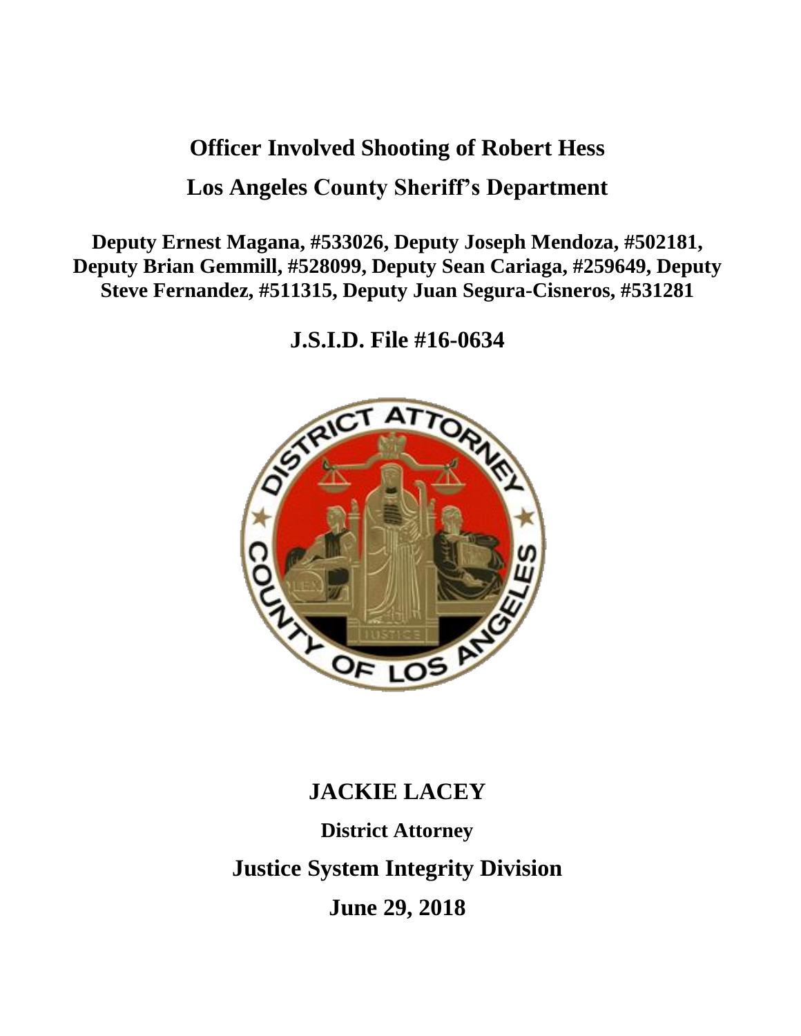# Officer Involved Shooting of Robert Hess

# Los Angeles County Sheriff's Department

**Deputy Ernest Magana, #533026, Deputy Joseph Mendoza, #502181, Deputy Brian Gemmill, #528099, Deputy Sean Cariaga, #259649, Deputy Steve Fernandez, #511315, Deputy Juan Segura-Cisneros, #531281**

## J.S.I.D. File #16-0634

## JACKIE LACEY

**District Attorney**

## Justice System Integrity Division

## June 29, 2018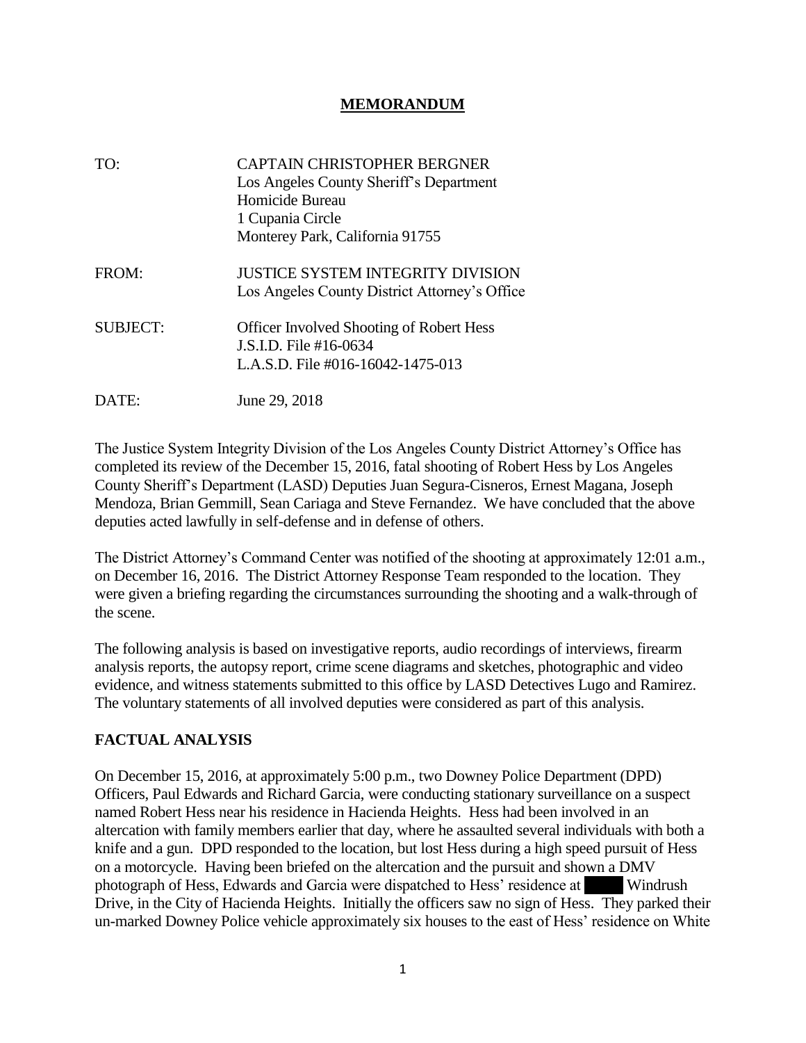# MEMORANDUM

| | |
|---|---|
| TO: | CAPTAIN CHRISTOPHER BERGNER<br>Los Angeles County Sheriff's Department<br>Homicide Bureau<br>1 Cupania Circle<br>Monterey Park, California 91755 |
| FROM: | JUSTICE SYSTEM INTEGRITY DIVISION<br>Los Angeles County District Attorney's Office |
| SUBJECT: | Officer Involved Shooting of Robert Hess<br>J.S.I.D. File #16-0634<br>L.A.S.D. File #016-16042-1475-013 |
| DATE: | June 29, 2018 |

The Justice System Integrity Division of the Los Angeles County District Attorney's Office has completed its review of the December 15, 2016, fatal shooting of Robert Hess by Los Angeles County Sheriff's Department (LASD) Deputies Juan Segura-Cisneros, Ernest Magana, Joseph Mendoza, Brian Gemmill, Sean Cariaga and Steve Fernandez. We have concluded that the above deputies acted lawfully in self-defense and in defense of others.

The District Attorney's Command Center was notified of the shooting at approximately 12:01 a.m., on December 16, 2016. The District Attorney Response Team responded to the location. They were given a briefing regarding the circumstances surrounding the shooting and a walk-through of the scene.

The following analysis is based on investigative reports, audio recordings of interviews, firearm analysis reports, the autopsy report, crime scene diagrams and sketches, photographic and video evidence, and witness statements submitted to this office by LASD Detectives Lugo and Ramirez. The voluntary statements of all involved deputies were considered as part of this analysis.

## FACTUAL ANALYSIS

On December 15, 2016, at approximately 5:00 p.m., two Downey Police Department (DPD) Officers, Paul Edwards and Richard Garcia, were conducting stationary surveillance on a suspect named Robert Hess near his residence in Hacienda Heights. Hess had been involved in an altercation with family members earlier that day, where he assaulted several individuals with both a knife and a gun. DPD responded to the location, but lost Hess during a high speed pursuit of Hess on a motorcycle. Having been briefed on the altercation and the pursuit and shown a DMV photograph of Hess, Edwards and Garcia were dispatched to Hess' residence at ████ Windrush Drive, in the City of Hacienda Heights. Initially the officers saw no sign of Hess. They parked their un-marked Downey Police vehicle approximately six houses to the east of Hess' residence on White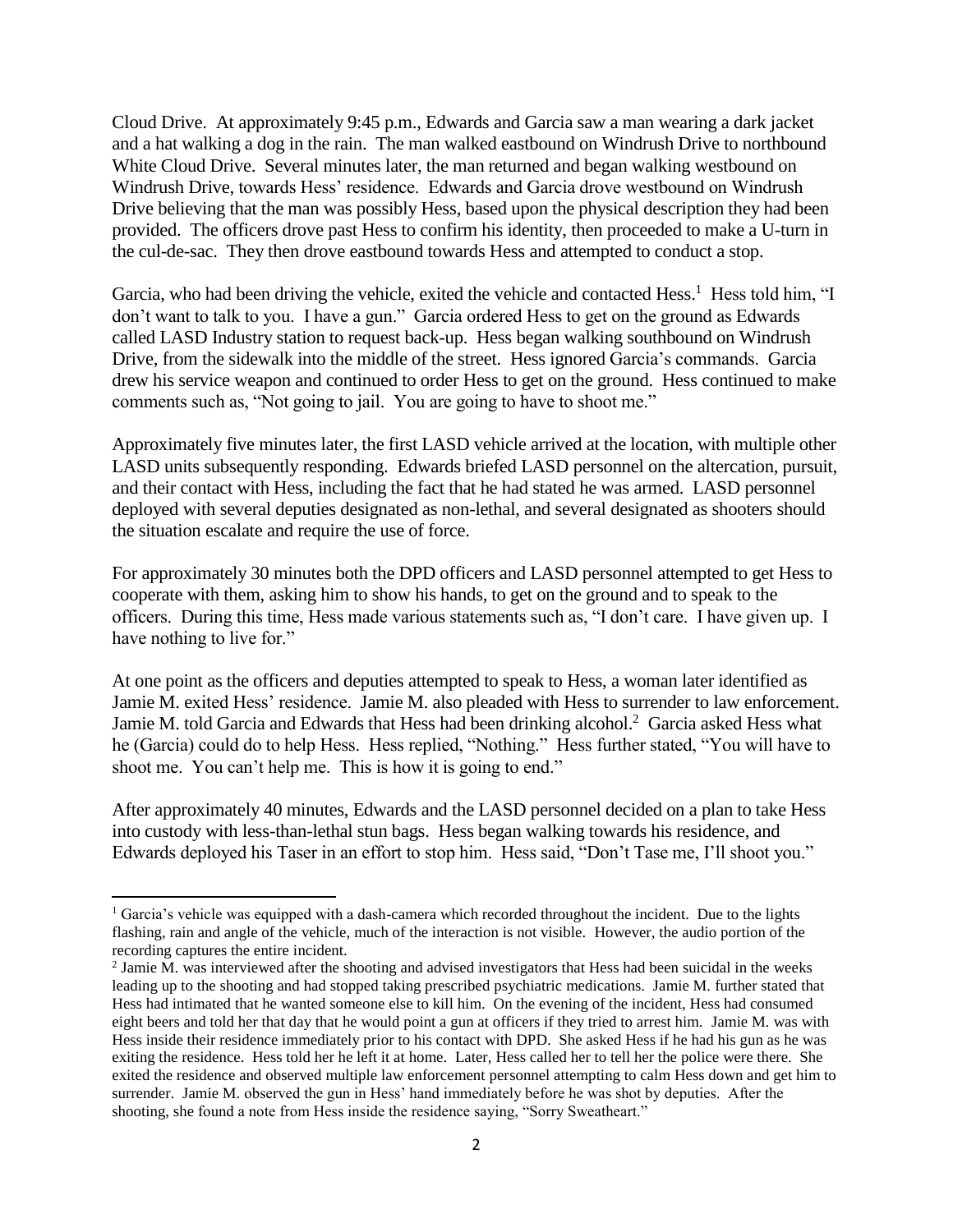Cloud Drive. At approximately 9:45 p.m., Edwards and Garcia saw a man wearing a dark jacket and a hat walking a dog in the rain. The man walked eastbound on Windrush Drive to northbound White Cloud Drive. Several minutes later, the man returned and began walking westbound on Windrush Drive, towards Hess' residence. Edwards and Garcia drove westbound on Windrush Drive believing that the man was possibly Hess, based upon the physical description they had been provided. The officers drove past Hess to confirm his identity, then proceeded to make a U-turn in the cul-de-sac. They then drove eastbound towards Hess and attempted to conduct a stop.

Garcia, who had been driving the vehicle, exited the vehicle and contacted Hess.[1] Hess told him, "I don't want to talk to you. I have a gun." Garcia ordered Hess to get on the ground as Edwards called LASD Industry station to request back-up. Hess began walking southbound on Windrush Drive, from the sidewalk into the middle of the street. Hess ignored Garcia's commands. Garcia drew his service weapon and continued to order Hess to get on the ground. Hess continued to make comments such as, "Not going to jail. You are going to have to shoot me."

Approximately five minutes later, the first LASD vehicle arrived at the location, with multiple other LASD units subsequently responding. Edwards briefed LASD personnel on the altercation, pursuit, and their contact with Hess, including the fact that he had stated he was armed. LASD personnel deployed with several deputies designated as non-lethal, and several designated as shooters should the situation escalate and require the use of force.

For approximately 30 minutes both the DPD officers and LASD personnel attempted to get Hess to cooperate with them, asking him to show his hands, to get on the ground and to speak to the officers. During this time, Hess made various statements such as, "I don't care. I have given up. I have nothing to live for."

At one point as the officers and deputies attempted to speak to Hess, a woman later identified as Jamie M. exited Hess' residence. Jamie M. also pleaded with Hess to surrender to law enforcement. Jamie M. told Garcia and Edwards that Hess had been drinking alcohol.[2] Garcia asked Hess what he (Garcia) could do to help Hess. Hess replied, "Nothing." Hess further stated, "You will have to shoot me. You can't help me. This is how it is going to end."

After approximately 40 minutes, Edwards and the LASD personnel decided on a plan to take Hess into custody with less-than-lethal stun bags. Hess began walking towards his residence, and Edwards deployed his Taser in an effort to stop him. Hess said, "Don't Tase me, I'll shoot you."

---

[1] Garcia's vehicle was equipped with a dash-camera which recorded throughout the incident. Due to the lights flashing, rain and angle of the vehicle, much of the interaction is not visible. However, the audio portion of the recording captures the entire incident.

[2] Jamie M. was interviewed after the shooting and advised investigators that Hess had been suicidal in the weeks leading up to the shooting and had stopped taking prescribed psychiatric medications. Jamie M. further stated that Hess had intimated that he wanted someone else to kill him. On the evening of the incident, Hess had consumed eight beers and told her that day that he would point a gun at officers if they tried to arrest him. Jamie M. was with Hess inside their residence immediately prior to his contact with DPD. She asked Hess if he had his gun as he was exiting the residence. Hess told her he left it at home. Later, Hess called her to tell her the police were there. She exited the residence and observed multiple law enforcement personnel attempting to calm Hess down and get him to surrender. Jamie M. observed the gun in Hess' hand immediately before he was shot by deputies. After the shooting, she found a note from Hess inside the residence saying, "Sorry Sweatheart."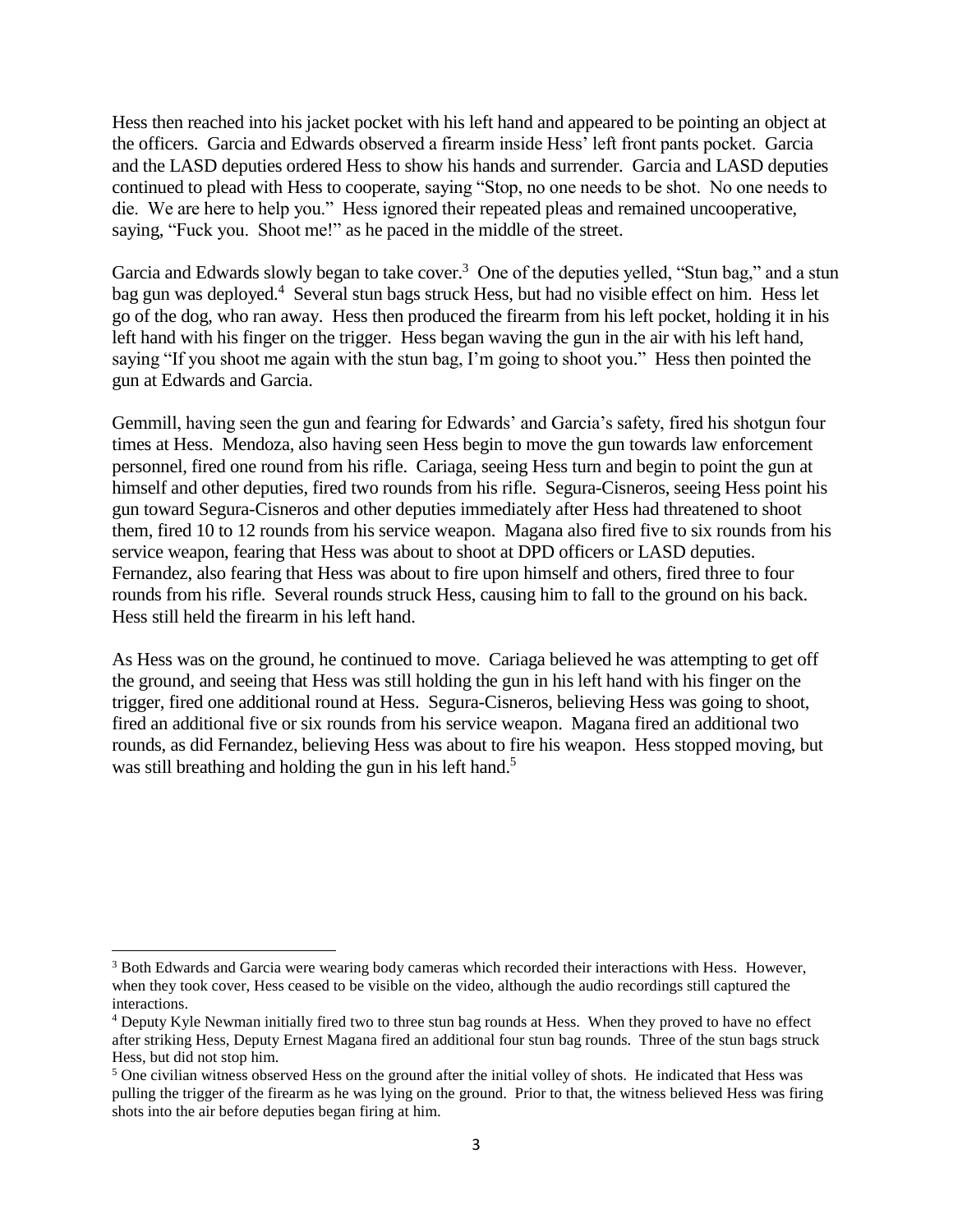Hess then reached into his jacket pocket with his left hand and appeared to be pointing an object at the officers. Garcia and Edwards observed a firearm inside Hess' left front pants pocket. Garcia and the LASD deputies ordered Hess to show his hands and surrender. Garcia and LASD deputies continued to plead with Hess to cooperate, saying "Stop, no one needs to be shot. No one needs to die. We are here to help you." Hess ignored their repeated pleas and remained uncooperative, saying, "Fuck you. Shoot me!" as he paced in the middle of the street.

Garcia and Edwards slowly began to take cover.[3] One of the deputies yelled, "Stun bag," and a stun bag gun was deployed.[4] Several stun bags struck Hess, but had no visible effect on him. Hess let go of the dog, who ran away. Hess then produced the firearm from his left pocket, holding it in his left hand with his finger on the trigger. Hess began waving the gun in the air with his left hand, saying "If you shoot me again with the stun bag, I'm going to shoot you." Hess then pointed the gun at Edwards and Garcia.

Gemmill, having seen the gun and fearing for Edwards' and Garcia's safety, fired his shotgun four times at Hess. Mendoza, also having seen Hess begin to move the gun towards law enforcement personnel, fired one round from his rifle. Cariaga, seeing Hess turn and begin to point the gun at himself and other deputies, fired two rounds from his rifle. Segura-Cisneros, seeing Hess point his gun toward Segura-Cisneros and other deputies immediately after Hess had threatened to shoot them, fired 10 to 12 rounds from his service weapon. Magana also fired five to six rounds from his service weapon, fearing that Hess was about to shoot at DPD officers or LASD deputies. Fernandez, also fearing that Hess was about to fire upon himself and others, fired three to four rounds from his rifle. Several rounds struck Hess, causing him to fall to the ground on his back. Hess still held the firearm in his left hand.

As Hess was on the ground, he continued to move. Cariaga believed he was attempting to get off the ground, and seeing that Hess was still holding the gun in his left hand with his finger on the trigger, fired one additional round at Hess. Segura-Cisneros, believing Hess was going to shoot, fired an additional five or six rounds from his service weapon. Magana fired an additional two rounds, as did Fernandez, believing Hess was about to fire his weapon. Hess stopped moving, but was still breathing and holding the gun in his left hand.[5]

---

[3] Both Edwards and Garcia were wearing body cameras which recorded their interactions with Hess. However, when they took cover, Hess ceased to be visible on the video, although the audio recordings still captured the interactions.

[4] Deputy Kyle Newman initially fired two to three stun bag rounds at Hess. When they proved to have no effect after striking Hess, Deputy Ernest Magana fired an additional four stun bag rounds. Three of the stun bags struck Hess, but did not stop him.

[5] One civilian witness observed Hess on the ground after the initial volley of shots. He indicated that Hess was pulling the trigger of the firearm as he was lying on the ground. Prior to that, the witness believed Hess was firing shots into the air before deputies began firing at him.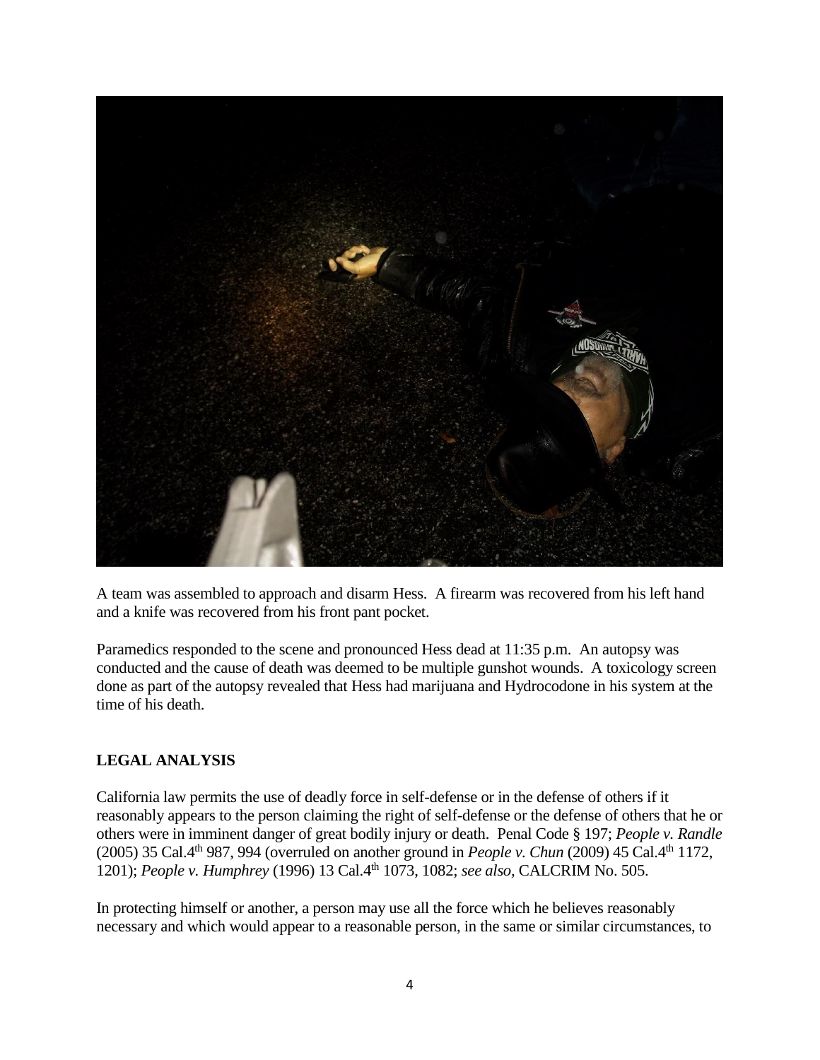A team was assembled to approach and disarm Hess. A firearm was recovered from his left hand and a knife was recovered from his front pant pocket.

Paramedics responded to the scene and pronounced Hess dead at 11:35 p.m. An autopsy was conducted and the cause of death was deemed to be multiple gunshot wounds. A toxicology screen done as part of the autopsy revealed that Hess had marijuana and Hydrocodone in his system at the time of his death.

## LEGAL ANALYSIS

California law permits the use of deadly force in self-defense or in the defense of others if it reasonably appears to the person claiming the right of self-defense or the defense of others that he or others were in imminent danger of great bodily injury or death. Penal Code § 197; *People v. Randle* (2005) 35 Cal.4th 987, 994 (overruled on another ground in *People v. Chun* (2009) 45 Cal.4th 1172, 1201); *People v. Humphrey* (1996) 13 Cal.4th 1073, 1082; *see also,* CALCRIM No. 505.

In protecting himself or another, a person may use all the force which he believes reasonably necessary and which would appear to a reasonable person, in the same or similar circumstances, to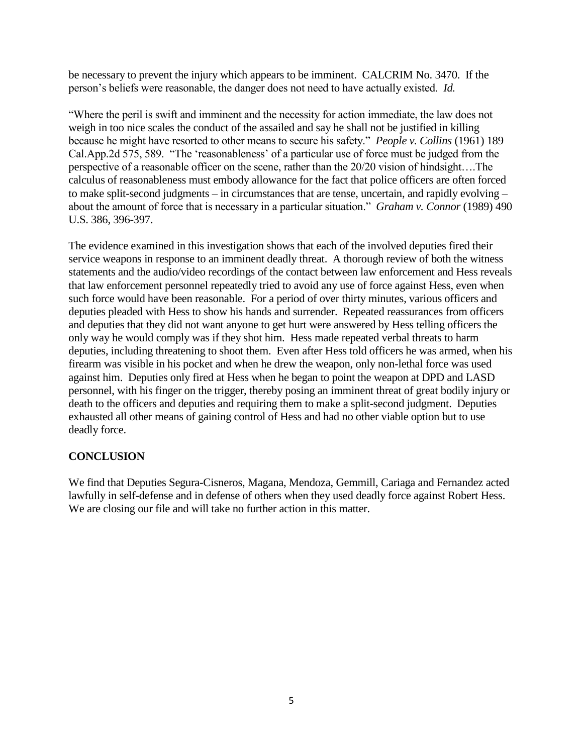be necessary to prevent the injury which appears to be imminent. CALCRIM No. 3470. If the person's beliefs were reasonable, the danger does not need to have actually existed. *Id.*

"Where the peril is swift and imminent and the necessity for action immediate, the law does not weigh in too nice scales the conduct of the assailed and say he shall not be justified in killing because he might have resorted to other means to secure his safety." *People v. Collins* (1961) 189 Cal.App.2d 575, 589. "The 'reasonableness' of a particular use of force must be judged from the perspective of a reasonable officer on the scene, rather than the 20/20 vision of hindsight….The calculus of reasonableness must embody allowance for the fact that police officers are often forced to make split-second judgments – in circumstances that are tense, uncertain, and rapidly evolving – about the amount of force that is necessary in a particular situation." *Graham v. Connor* (1989) 490 U.S. 386, 396-397.

The evidence examined in this investigation shows that each of the involved deputies fired their service weapons in response to an imminent deadly threat. A thorough review of both the witness statements and the audio/video recordings of the contact between law enforcement and Hess reveals that law enforcement personnel repeatedly tried to avoid any use of force against Hess, even when such force would have been reasonable. For a period of over thirty minutes, various officers and deputies pleaded with Hess to show his hands and surrender. Repeated reassurances from officers and deputies that they did not want anyone to get hurt were answered by Hess telling officers the only way he would comply was if they shot him. Hess made repeated verbal threats to harm deputies, including threatening to shoot them. Even after Hess told officers he was armed, when his firearm was visible in his pocket and when he drew the weapon, only non-lethal force was used against him. Deputies only fired at Hess when he began to point the weapon at DPD and LASD personnel, with his finger on the trigger, thereby posing an imminent threat of great bodily injury or death to the officers and deputies and requiring them to make a split-second judgment. Deputies exhausted all other means of gaining control of Hess and had no other viable option but to use deadly force.

## CONCLUSION

We find that Deputies Segura-Cisneros, Magana, Mendoza, Gemmill, Cariaga and Fernandez acted lawfully in self-defense and in defense of others when they used deadly force against Robert Hess. We are closing our file and will take no further action in this matter.